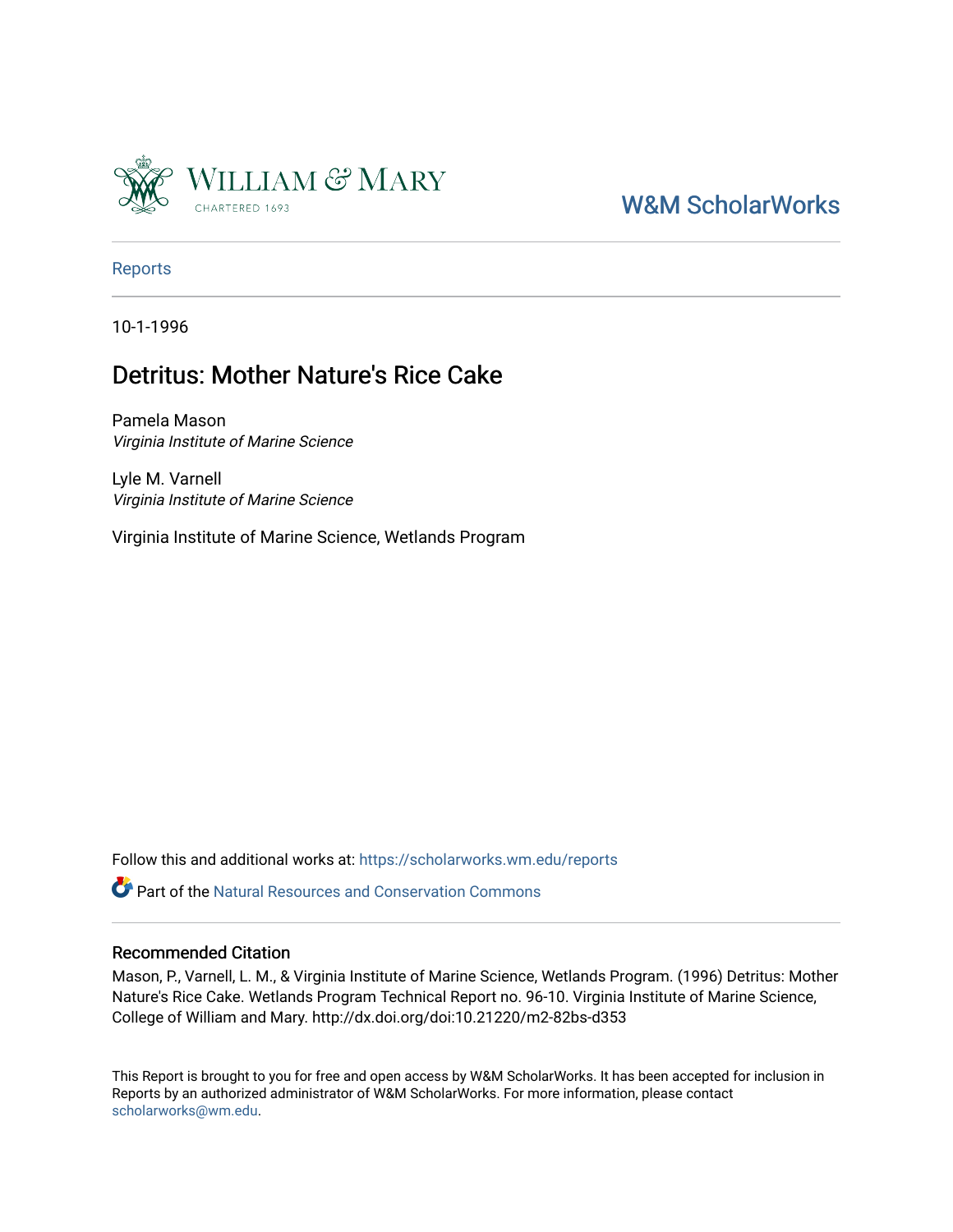William & Mary

CHARTERED 1693

W&M ScholarWorks

Reports

10-1-1996

# Detritus: Mother Nature's Rice Cake

Pamela Mason
*Virginia Institute of Marine Science*

Lyle M. Varnell
*Virginia Institute of Marine Science*

Virginia Institute of Marine Science, Wetlands Program

Follow this and additional works at: https://scholarworks.wm.edu/reports

Part of the Natural Resources and Conservation Commons

## Recommended Citation

Mason, P., Varnell, L. M., & Virginia Institute of Marine Science, Wetlands Program. (1996) Detritus: Mother Nature's Rice Cake. Wetlands Program Technical Report no. 96-10. Virginia Institute of Marine Science, College of William and Mary. http://dx.doi.org/doi:10.21220/m2-82bs-d353

This Report is brought to you for free and open access by W&M ScholarWorks. It has been accepted for inclusion in Reports by an authorized administrator of W&M ScholarWorks. For more information, please contact scholarworks@wm.edu.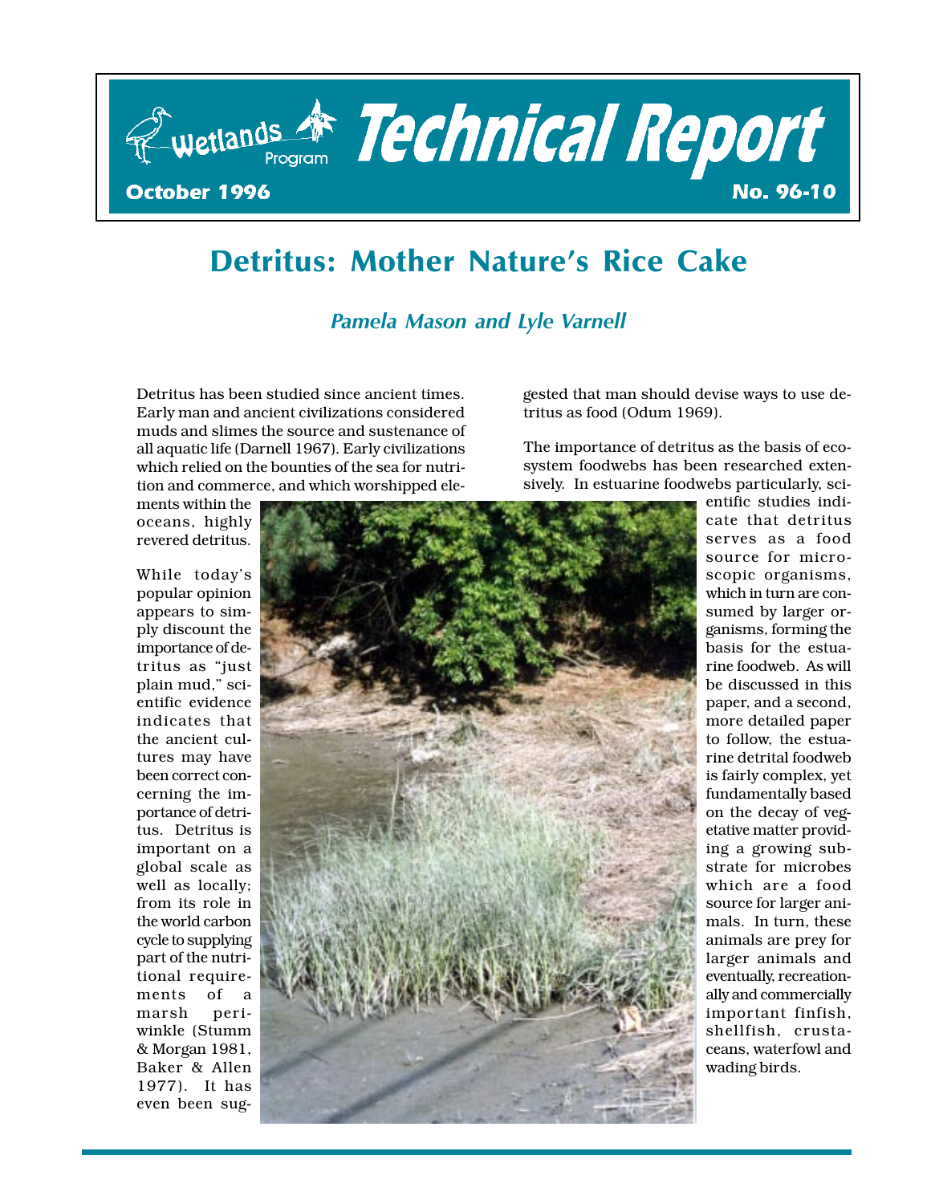Wetlands Program Technical Report

October 1996 No. 96-10

# Detritus: Mother Nature's Rice Cake

*Pamela Mason and Lyle Varnell*

Detritus has been studied since ancient times. Early man and ancient civilizations considered muds and slimes the source and sustenance of all aquatic life (Darnell 1967). Early civilizations which relied on the bounties of the sea for nutrition and commerce, and which worshipped elements within the oceans, highly revered detritus.

While today's popular opinion appears to simply discount the importance of detritus as "just plain mud," scientific evidence indicates that the ancient cultures may have been correct concerning the importance of detritus. Detritus is important on a global scale as well as locally; from its role in the world carbon cycle to supplying part of the nutritional requirements of a marsh periwinkle (Stumm & Morgan 1981, Baker & Allen 1977). It has even been suggested that man should devise ways to use detritus as food (Odum 1969).

The importance of detritus as the basis of ecosystem foodwebs has been researched extensively. In estuarine foodwebs particularly, scientific studies indicate that detritus serves as a food source for microscopic organisms, which in turn are consumed by larger organisms, forming the basis for the estuarine foodweb. As will be discussed in this paper, and a second, more detailed paper to follow, the estuarine detrital foodweb is fairly complex, yet fundamentally based on the decay of vegetative matter providing a growing substrate for microbes which are a food source for larger animals. In turn, these animals are prey for larger animals and eventually, recreationally and commercially important finfish, shellfish, crustaceans, waterfowl and wading birds.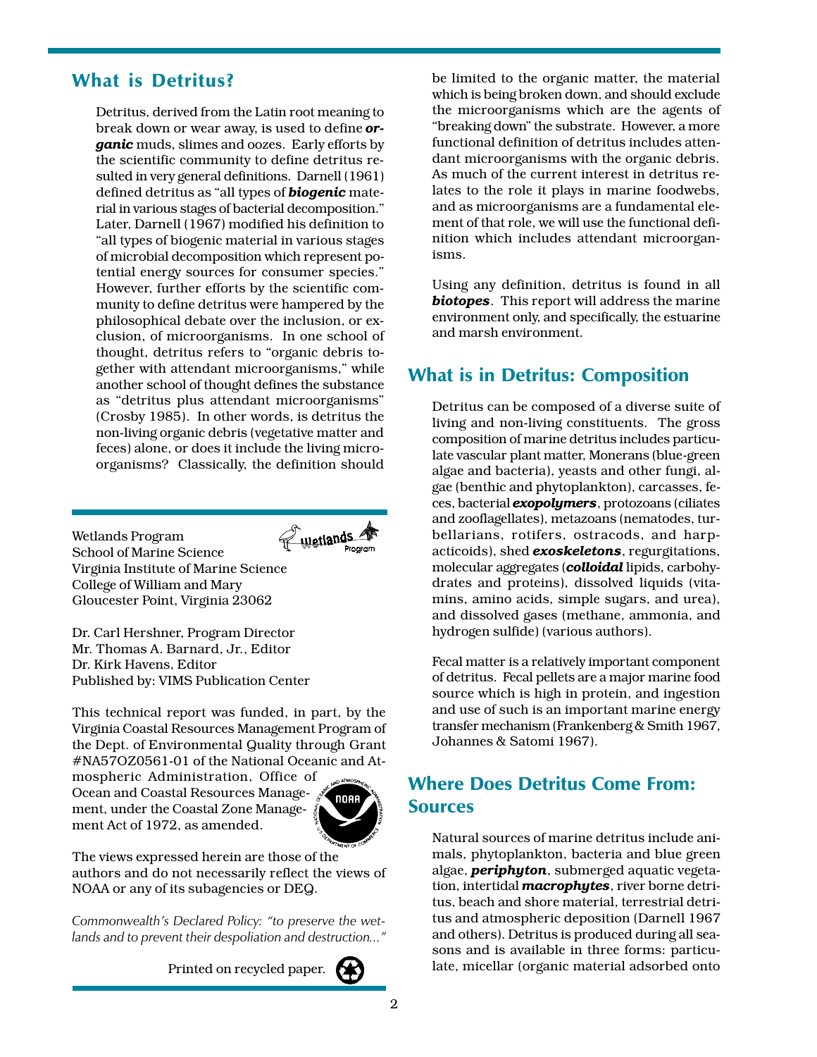## What is Detritus?

Detritus, derived from the Latin root meaning to break down or wear away, is used to define ***organic*** muds, slimes and oozes. Early efforts by the scientific community to define detritus resulted in very general definitions. Darnell (1961) defined detritus as "all types of ***biogenic*** material in various stages of bacterial decomposition." Later, Darnell (1967) modified his definition to "all types of biogenic material in various stages of microbial decomposition which represent potential energy sources for consumer species." However, further efforts by the scientific community to define detritus were hampered by the philosophical debate over the inclusion, or exclusion, of microorganisms. In one school of thought, detritus refers to "organic debris together with attendant microorganisms," while another school of thought defines the substance as "detritus plus attendant microorganisms" (Crosby 1985). In other words, is detritus the non-living organic debris (vegetative matter and feces) alone, or does it include the living microorganisms? Classically, the definition should be limited to the organic matter, the material which is being broken down, and should exclude the microorganisms which are the agents of "breaking down" the substrate. However, a more functional definition of detritus includes attendant microorganisms with the organic debris. As much of the current interest in detritus relates to the role it plays in marine foodwebs, and as microorganisms are a fundamental element of that role, we will use the functional definition which includes attendant microorganisms.

Using any definition, detritus is found in all ***biotopes***. This report will address the marine environment only, and specifically, the estuarine and marsh environment.

## What is in Detritus: Composition

Detritus can be composed of a diverse suite of living and non-living constituents. The gross composition of marine detritus includes particulate vascular plant matter, Monerans (blue-green algae and bacteria), yeasts and other fungi, algae (benthic and phytoplankton), carcasses, feces, bacterial ***exopolymers***, protozoans (ciliates and zooflagellates), metazoans (nematodes, turbellarians, rotifers, ostracods, and harpacticoids), shed ***exoskeletons***, regurgitations, molecular aggregates (***colloidal*** lipids, carbohydrates and proteins), dissolved liquids (vitamins, amino acids, simple sugars, and urea), and dissolved gases (methane, ammonia, and hydrogen sulfide) (various authors).

Fecal matter is a relatively important component of detritus. Fecal pellets are a major marine food source which is high in protein, and ingestion and use of such is an important marine energy transfer mechanism (Frankenberg & Smith 1967, Johannes & Satomi 1967).

## Where Does Detritus Come From: Sources

Natural sources of marine detritus include animals, phytoplankton, bacteria and blue green algae, ***periphyton***, submerged aquatic vegetation, intertidal ***macrophytes***, river borne detritus, beach and shore material, terrestrial detritus and atmospheric deposition (Darnell 1967 and others). Detritus is produced during all seasons and is available in three forms: particulate, micellar (organic material adsorbed onto

---

Wetlands Program
School of Marine Science
Virginia Institute of Marine Science
College of William and Mary
Gloucester Point, Virginia 23062

Dr. Carl Hershner, Program Director
Mr. Thomas A. Barnard, Jr., Editor
Dr. Kirk Havens, Editor
Published by: VIMS Publication Center

This technical report was funded, in part, by the Virginia Coastal Resources Management Program of the Dept. of Environmental Quality through Grant #NA57OZ0561-01 of the National Oceanic and Atmospheric Administration, Office of Ocean and Coastal Resources Management, under the Coastal Zone Management Act of 1972, as amended.

The views expressed herein are those of the authors and do not necessarily reflect the views of NOAA or any of its subagencies or DEQ.

*Commonwealth's Declared Policy: "to preserve the wetlands and to prevent their despoliation and destruction..."*

Printed on recycled paper.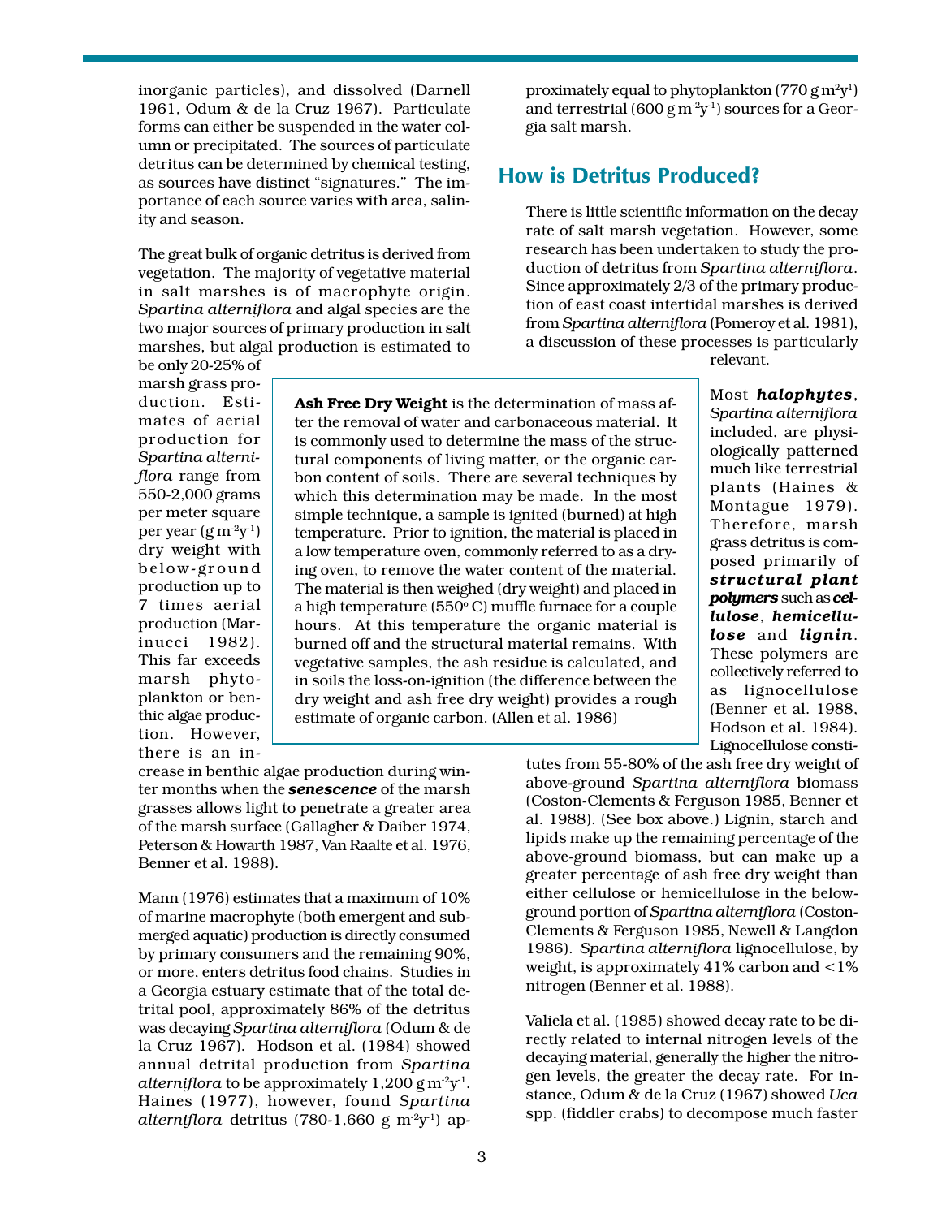inorganic particles), and dissolved (Darnell 1961, Odum & de la Cruz 1967). Particulate forms can either be suspended in the water column or precipitated. The sources of particulate detritus can be determined by chemical testing, as sources have distinct "signatures." The importance of each source varies with area, salinity and season.

The great bulk of organic detritus is derived from vegetation. The majority of vegetative material in salt marshes is of macrophyte origin. *Spartina alterniflora* and algal species are the two major sources of primary production in salt marshes, but algal production is estimated to be only 20-25% of marsh grass production. Estimates of aerial production for *Spartina alterniflora* range from 550-2,000 grams per meter square per year (g $m^{-2}y^{-1}$) dry weight with below-ground production up to 7 times aerial production (Marinucci 1982). This far exceeds marsh phytoplankton or benthic algae production. However, there is an increase in benthic algae production during winter months when the ***senescence*** of the marsh grasses allows light to penetrate a greater area of the marsh surface (Gallagher & Daiber 1974, Peterson & Howarth 1987, Van Raalte et al. 1976, Benner et al. 1988).

Mann (1976) estimates that a maximum of 10% of marine macrophyte (both emergent and submerged aquatic) production is directly consumed by primary consumers and the remaining 90%, or more, enters detritus food chains. Studies in a Georgia estuary estimate that of the total detrital pool, approximately 86% of the detritus was decaying *Spartina alterniflora* (Odum & de la Cruz 1967). Hodson et al. (1984) showed annual detrital production from *Spartina alterniflora* to be approximately 1,200 g $m^{-2}y^{-1}$. Haines (1977), however, found *Spartina alterniflora* detritus (780-1,660 g $m^{-2}y^{-1}$) approximately equal to phytoplankton (770 g $m^{2}y^{1}$) and terrestrial (600 g $m^{-2}y^{-1}$) sources for a Georgia salt marsh.

**Ash Free Dry Weight** is the determination of mass after the removal of water and carbonaceous material. It is commonly used to determine the mass of the structural components of living matter, or the organic carbon content of soils. There are several techniques by which this determination may be made. In the most simple technique, a sample is ignited (burned) at high temperature. Prior to ignition, the material is placed in a low temperature oven, commonly referred to as a drying oven, to remove the water content of the material. The material is then weighed (dry weight) and placed in a high temperature (550° C) muffle furnace for a couple hours. At this temperature the organic material is burned off and the structural material remains. With vegetative samples, the ash residue is calculated, and in soils the loss-on-ignition (the difference between the dry weight and ash free dry weight) provides a rough estimate of organic carbon. (Allen et al. 1986)

## How is Detritus Produced?

There is little scientific information on the decay rate of salt marsh vegetation. However, some research has been undertaken to study the production of detritus from *Spartina alterniflora*. Since approximately 2/3 of the primary production of east coast intertidal marshes is derived from *Spartina alterniflora* (Pomeroy et al. 1981), a discussion of these processes is particularly relevant.

Most ***halophytes***, *Spartina alterniflora* included, are physiologically patterned much like terrestrial plants (Haines & Montague 1979). Therefore, marsh grass detritus is composed primarily of ***structural plant polymers*** such as ***cellulose***, ***hemicellulose*** and ***lignin***. These polymers are collectively referred to as lignocellulose (Benner et al. 1988, Hodson et al. 1984). Lignocellulose constitutes from 55-80% of the ash free dry weight of above-ground *Spartina alterniflora* biomass (Coston-Clements & Ferguson 1985, Benner et al. 1988). (See box above.) Lignin, starch and lipids make up the remaining percentage of the above-ground biomass, but can make up a greater percentage of ash free dry weight than either cellulose or hemicellulose in the below-ground portion of *Spartina alterniflora* (Coston-Clements & Ferguson 1985, Newell & Langdon 1986). *Spartina alterniflora* lignocellulose, by weight, is approximately 41% carbon and <1% nitrogen (Benner et al. 1988).

Valiela et al. (1985) showed decay rate to be directly related to internal nitrogen levels of the decaying material, generally the higher the nitrogen levels, the greater the decay rate. For instance, Odum & de la Cruz (1967) showed *Uca* spp. (fiddler crabs) to decompose much faster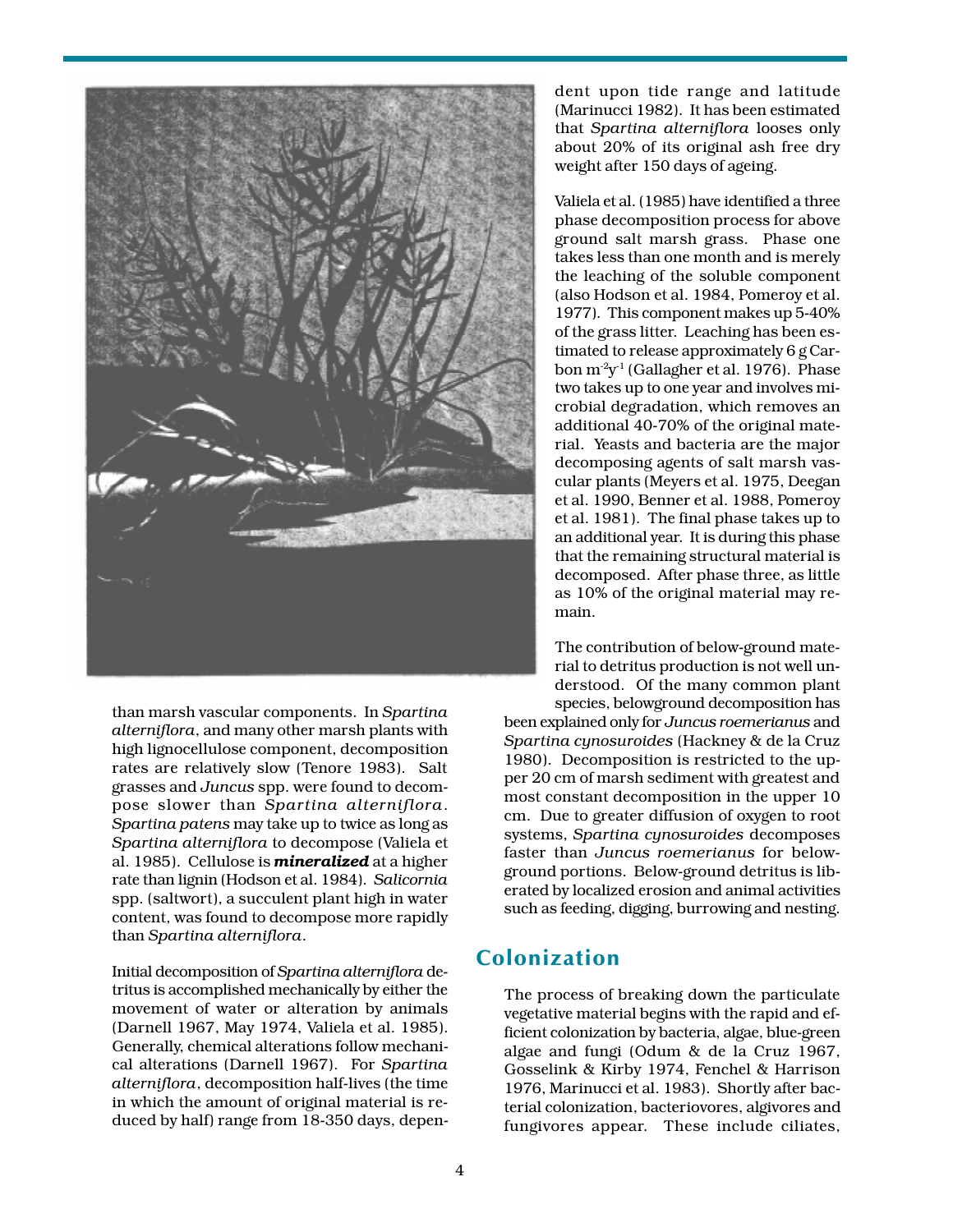than marsh vascular components. In *Spartina alterniflora*, and many other marsh plants with high lignocellulose component, decomposition rates are relatively slow (Tenore 1983). Salt grasses and *Juncus* spp. were found to decompose slower than *Spartina alterniflora*. *Spartina patens* may take up to twice as long as *Spartina alterniflora* to decompose (Valiela et al. 1985). Cellulose is ***mineralized*** at a higher rate than lignin (Hodson et al. 1984). *Salicornia* spp. (saltwort), a succulent plant high in water content, was found to decompose more rapidly than *Spartina alterniflora*.

Initial decomposition of *Spartina alterniflora* detritus is accomplished mechanically by either the movement of water or alteration by animals (Darnell 1967, May 1974, Valiela et al. 1985). Generally, chemical alterations follow mechanical alterations (Darnell 1967). For *Spartina alterniflora*, decomposition half-lives (the time in which the amount of original material is reduced by half) range from 18-350 days, dependent upon tide range and latitude (Marinucci 1982). It has been estimated that *Spartina alterniflora* looses only about 20% of its original ash free dry weight after 150 days of ageing.

Valiela et al. (1985) have identified a three phase decomposition process for above ground salt marsh grass. Phase one takes less than one month and is merely the leaching of the soluble component (also Hodson et al. 1984, Pomeroy et al. 1977). This component makes up 5-40% of the grass litter. Leaching has been estimated to release approximately 6 g Carbon $m^{-2}y^{-1}$ (Gallagher et al. 1976). Phase two takes up to one year and involves microbial degradation, which removes an additional 40-70% of the original material. Yeasts and bacteria are the major decomposing agents of salt marsh vascular plants (Meyers et al. 1975, Deegan et al. 1990, Benner et al. 1988, Pomeroy et al. 1981). The final phase takes up to an additional year. It is during this phase that the remaining structural material is decomposed. After phase three, as little as 10% of the original material may remain.

The contribution of below-ground material to detritus production is not well understood. Of the many common plant species, belowground decomposition has been explained only for *Juncus roemerianus* and *Spartina cynosuroides* (Hackney & de la Cruz 1980). Decomposition is restricted to the upper 20 cm of marsh sediment with greatest and most constant decomposition in the upper 10 cm. Due to greater diffusion of oxygen to root systems, *Spartina cynosuroides* decomposes faster than *Juncus roemerianus* for belowground portions. Below-ground detritus is liberated by localized erosion and animal activities such as feeding, digging, burrowing and nesting.

## Colonization

The process of breaking down the particulate vegetative material begins with the rapid and efficient colonization by bacteria, algae, blue-green algae and fungi (Odum & de la Cruz 1967, Gosselink & Kirby 1974, Fenchel & Harrison 1976, Marinucci et al. 1983). Shortly after bacterial colonization, bacteriovores, algivores and fungivores appear. These include ciliates,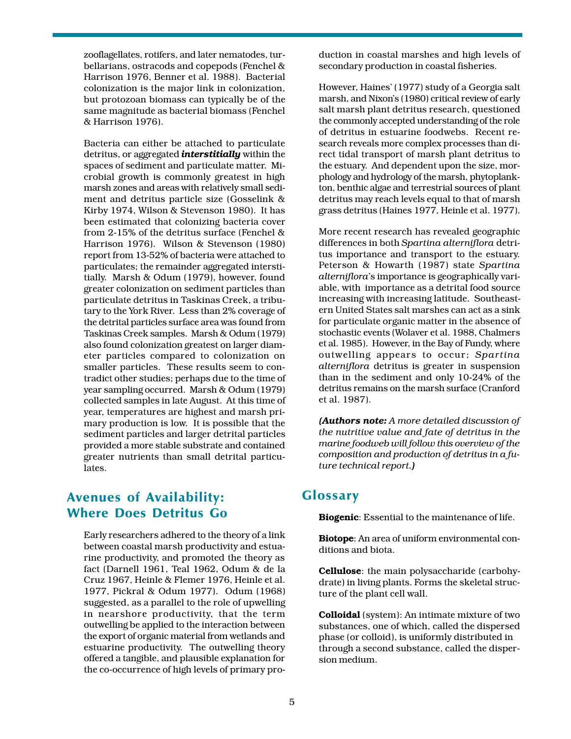zooflagellates, rotifers, and later nematodes, turbellarians, ostracods and copepods (Fenchel & Harrison 1976, Benner et al. 1988). Bacterial colonization is the major link in colonization, but protozoan biomass can typically be of the same magnitude as bacterial biomass (Fenchel & Harrison 1976).

Bacteria can either be attached to particulate detritus, or aggregated ***interstitially*** within the spaces of sediment and particulate matter. Microbial growth is commonly greatest in high marsh zones and areas with relatively small sediment and detritus particle size (Gosselink & Kirby 1974, Wilson & Stevenson 1980). It has been estimated that colonizing bacteria cover from 2-15% of the detritus surface (Fenchel & Harrison 1976). Wilson & Stevenson (1980) report from 13-52% of bacteria were attached to particulates; the remainder aggregated interstitially. Marsh & Odum (1979), however, found greater colonization on sediment particles than particulate detritus in Taskinas Creek, a tributary to the York River. Less than 2% coverage of the detrital particles surface area was found from Taskinas Creek samples. Marsh & Odum (1979) also found colonization greatest on larger diameter particles compared to colonization on smaller particles. These results seem to contradict other studies; perhaps due to the time of year sampling occurred. Marsh & Odum (1979) collected samples in late August. At this time of year, temperatures are highest and marsh primary production is low. It is possible that the sediment particles and larger detrital particles provided a more stable substrate and contained greater nutrients than small detrital particulates.

## Avenues of Availability: Where Does Detritus Go

Early researchers adhered to the theory of a link between coastal marsh productivity and estuarine productivity, and promoted the theory as fact (Darnell 1961, Teal 1962, Odum & de la Cruz 1967, Heinle & Flemer 1976, Heinle et al. 1977, Pickral & Odum 1977). Odum (1968) suggested, as a parallel to the role of upwelling in nearshore productivity, that the term outwelling be applied to the interaction between the export of organic material from wetlands and estuarine productivity. The outwelling theory offered a tangible, and plausible explanation for the co-occurrence of high levels of primary production in coastal marshes and high levels of secondary production in coastal fisheries.

However, Haines' (1977) study of a Georgia salt marsh, and Nixon's (1980) critical review of early salt marsh plant detritus research, questioned the commonly accepted understanding of the role of detritus in estuarine foodwebs. Recent research reveals more complex processes than direct tidal transport of marsh plant detritus to the estuary. And dependent upon the size, morphology and hydrology of the marsh, phytoplankton, benthic algae and terrestrial sources of plant detritus may reach levels equal to that of marsh grass detritus (Haines 1977, Heinle et al. 1977).

More recent research has revealed geographic differences in both *Spartina alterniflora* detritus importance and transport to the estuary. Peterson & Howarth (1987) state *Spartina alterniflora*'s importance is geographically variable, with importance as a detrital food source increasing with increasing latitude. Southeastern United States salt marshes can act as a sink for particulate organic matter in the absence of stochastic events (Wolaver et al. 1988, Chalmers et al. 1985). However, in the Bay of Fundy, where outwelling appears to occur; *Spartina alterniflora* detritus is greater in suspension than in the sediment and only 10-24% of the detritus remains on the marsh surface (Cranford et al. 1987).

***(Authors note:** A more detailed discussion of the nutritive value and fate of detritus in the marine foodweb will follow this overview of the composition and production of detritus in a future technical report.**)***

## Glossary

**Biogenic**: Essential to the maintenance of life.

**Biotope**: An area of uniform environmental conditions and biota.

**Cellulose**: the main polysaccharide (carbohydrate) in living plants. Forms the skeletal structure of the plant cell wall.

**Colloidal** (system): An intimate mixture of two substances, one of which, called the dispersed phase (or colloid), is uniformly distributed in through a second substance, called the dispersion medium.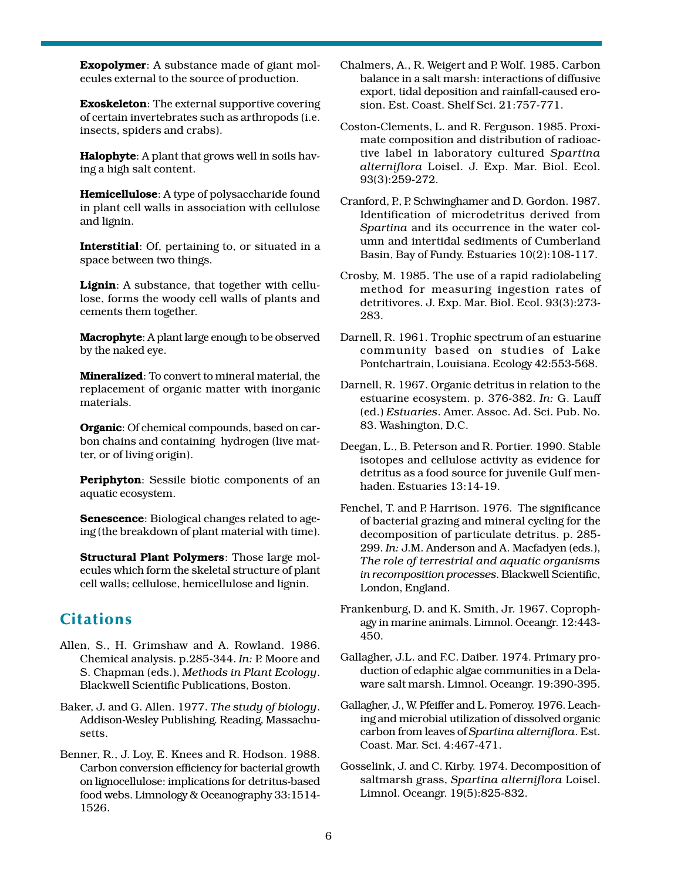**Exopolymer**: A substance made of giant molecules external to the source of production.

**Exoskeleton**: The external supportive covering of certain invertebrates such as arthropods (i.e. insects, spiders and crabs).

**Halophyte**: A plant that grows well in soils having a high salt content.

**Hemicellulose**: A type of polysaccharide found in plant cell walls in association with cellulose and lignin.

**Interstitial**: Of, pertaining to, or situated in a space between two things.

**Lignin**: A substance, that together with cellulose, forms the woody cell walls of plants and cements them together.

**Macrophyte**: A plant large enough to be observed by the naked eye.

**Mineralized**: To convert to mineral material, the replacement of organic matter with inorganic materials.

**Organic**: Of chemical compounds, based on carbon chains and containing hydrogen (live matter, or of living origin).

**Periphyton**: Sessile biotic components of an aquatic ecosystem.

**Senescence**: Biological changes related to ageing (the breakdown of plant material with time).

**Structural Plant Polymers**: Those large molecules which form the skeletal structure of plant cell walls; cellulose, hemicellulose and lignin.

## Citations

Allen, S., H. Grimshaw and A. Rowland. 1986. Chemical analysis. p.285-344. *In:* P. Moore and S. Chapman (eds.), *Methods in Plant Ecology*. Blackwell Scientific Publications, Boston.

Baker, J. and G. Allen. 1977. *The study of biology*. Addison-Wesley Publishing. Reading, Massachusetts.

Benner, R., J. Loy, E. Knees and R. Hodson. 1988. Carbon conversion efficiency for bacterial growth on lignocellulose: implications for detritus-based food webs. Limnology & Oceanography 33:1514-1526.

Chalmers, A., R. Weigert and P. Wolf. 1985. Carbon balance in a salt marsh: interactions of diffusive export, tidal deposition and rainfall-caused erosion. Est. Coast. Shelf Sci. 21:757-771.

Coston-Clements, L. and R. Ferguson. 1985. Proximate composition and distribution of radioactive label in laboratory cultured *Spartina alterniflora* Loisel. J. Exp. Mar. Biol. Ecol. 93(3):259-272.

Cranford, P., P. Schwinghamer and D. Gordon. 1987. Identification of microdetritus derived from *Spartina* and its occurrence in the water column and intertidal sediments of Cumberland Basin, Bay of Fundy. Estuaries 10(2):108-117.

Crosby, M. 1985. The use of a rapid radiolabeling method for measuring ingestion rates of detritivores. J. Exp. Mar. Biol. Ecol. 93(3):273-283.

Darnell, R. 1961. Trophic spectrum of an estuarine community based on studies of Lake Pontchartrain, Louisiana. Ecology 42:553-568.

Darnell, R. 1967. Organic detritus in relation to the estuarine ecosystem. p. 376-382. *In:* G. Lauff (ed.) *Estuaries*. Amer. Assoc. Ad. Sci. Pub. No. 83. Washington, D.C.

Deegan, L., B. Peterson and R. Portier. 1990. Stable isotopes and cellulose activity as evidence for detritus as a food source for juvenile Gulf menhaden. Estuaries 13:14-19.

Fenchel, T. and P. Harrison. 1976. The significance of bacterial grazing and mineral cycling for the decomposition of particulate detritus. p. 285-299. *In:* J.M. Anderson and A. Macfadyen (eds.), *The role of terrestrial and aquatic organisms in recomposition processes*. Blackwell Scientific, London, England.

Frankenburg, D. and K. Smith, Jr. 1967. Coprophagy in marine animals. Limnol. Oceangr. 12:443-450.

Gallagher, J.L. and F.C. Daiber. 1974. Primary production of edaphic algae communities in a Delaware salt marsh. Limnol. Oceangr. 19:390-395.

Gallagher, J., W. Pfeiffer and L. Pomeroy. 1976. Leaching and microbial utilization of dissolved organic carbon from leaves of *Spartina alterniflora*. Est. Coast. Mar. Sci. 4:467-471.

Gosselink, J. and C. Kirby. 1974. Decomposition of saltmarsh grass, *Spartina alterniflora* Loisel. Limnol. Oceangr. 19(5):825-832.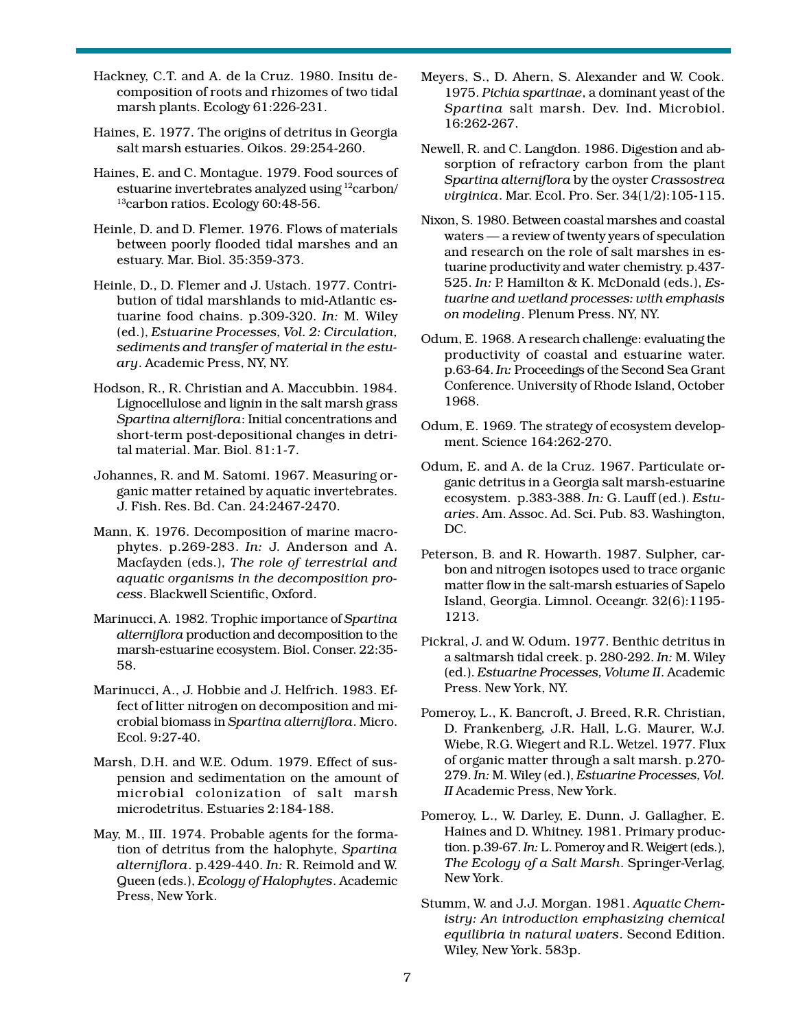Hackney, C.T. and A. de la Cruz. 1980. Insitu decomposition of roots and rhizomes of two tidal marsh plants. Ecology 61:226-231.

Haines, E. 1977. The origins of detritus in Georgia salt marsh estuaries. Oikos. 29:254-260.

Haines, E. and C. Montague. 1979. Food sources of estuarine invertebrates analyzed using $^{12}$carbon/$^{13}$carbon ratios. Ecology 60:48-56.

Heinle, D. and D. Flemer. 1976. Flows of materials between poorly flooded tidal marshes and an estuary. Mar. Biol. 35:359-373.

Heinle, D., D. Flemer and J. Ustach. 1977. Contribution of tidal marshlands to mid-Atlantic estuarine food chains. p.309-320. *In:* M. Wiley (ed.), *Estuarine Processes, Vol. 2: Circulation, sediments and transfer of material in the estuary*. Academic Press, NY, NY.

Hodson, R., R. Christian and A. Maccubbin. 1984. Lignocellulose and lignin in the salt marsh grass *Spartina alterniflora*: Initial concentrations and short-term post-depositional changes in detrital material. Mar. Biol. 81:1-7.

Johannes, R. and M. Satomi. 1967. Measuring organic matter retained by aquatic invertebrates. J. Fish. Res. Bd. Can. 24:2467-2470.

Mann, K. 1976. Decomposition of marine macrophytes. p.269-283. *In:* J. Anderson and A. Macfayden (eds.), *The role of terrestrial and aquatic organisms in the decomposition process*. Blackwell Scientific, Oxford.

Marinucci, A. 1982. Trophic importance of *Spartina alterniflora* production and decomposition to the marsh-estuarine ecosystem. Biol. Conser. 22:35-58.

Marinucci, A., J. Hobbie and J. Helfrich. 1983. Effect of litter nitrogen on decomposition and microbial biomass in *Spartina alterniflora*. Micro. Ecol. 9:27-40.

Marsh, D.H. and W.E. Odum. 1979. Effect of suspension and sedimentation on the amount of microbial colonization of salt marsh microdetritus. Estuaries 2:184-188.

May, M., III. 1974. Probable agents for the formation of detritus from the halophyte, *Spartina alterniflora*. p.429-440. *In:* R. Reimold and W. Queen (eds.), *Ecology of Halophytes*. Academic Press, New York.

Meyers, S., D. Ahern, S. Alexander and W. Cook. 1975. *Pichia spartinae*, a dominant yeast of the *Spartina* salt marsh. Dev. Ind. Microbiol. 16:262-267.

Newell, R. and C. Langdon. 1986. Digestion and absorption of refractory carbon from the plant *Spartina alterniflora* by the oyster *Crassostrea virginica*. Mar. Ecol. Pro. Ser. 34(1/2):105-115.

Nixon, S. 1980. Between coastal marshes and coastal waters — a review of twenty years of speculation and research on the role of salt marshes in estuarine productivity and water chemistry. p.437-525. *In:* P. Hamilton & K. McDonald (eds.), *Estuarine and wetland processes: with emphasis on modeling*. Plenum Press. NY, NY.

Odum, E. 1968. A research challenge: evaluating the productivity of coastal and estuarine water. p.63-64. *In:* Proceedings of the Second Sea Grant Conference. University of Rhode Island, October 1968.

Odum, E. 1969. The strategy of ecosystem development. Science 164:262-270.

Odum, E. and A. de la Cruz. 1967. Particulate organic detritus in a Georgia salt marsh-estuarine ecosystem. p.383-388. *In:* G. Lauff (ed.). *Estuaries*. Am. Assoc. Ad. Sci. Pub. 83. Washington, DC.

Peterson, B. and R. Howarth. 1987. Sulpher, carbon and nitrogen isotopes used to trace organic matter flow in the salt-marsh estuaries of Sapelo Island, Georgia. Limnol. Oceangr. 32(6):1195-1213.

Pickral, J. and W. Odum. 1977. Benthic detritus in a saltmarsh tidal creek. p. 280-292. *In:* M. Wiley (ed.). *Estuarine Processes, Volume II*. Academic Press. New York, NY.

Pomeroy, L., K. Bancroft, J. Breed, R.R. Christian, D. Frankenberg, J.R. Hall, L.G. Maurer, W.J. Wiebe, R.G. Wiegert and R.L. Wetzel. 1977. Flux of organic matter through a salt marsh. p.270-279. *In:* M. Wiley (ed.), *Estuarine Processes, Vol. II* Academic Press, New York.

Pomeroy, L., W. Darley, E. Dunn, J. Gallagher, E. Haines and D. Whitney. 1981. Primary production. p.39-67. *In:* L. Pomeroy and R. Weigert (eds.), *The Ecology of a Salt Marsh*. Springer-Verlag, New York.

Stumm, W. and J.J. Morgan. 1981. *Aquatic Chemistry: An introduction emphasizing chemical equilibria in natural waters*. Second Edition. Wiley, New York. 583p.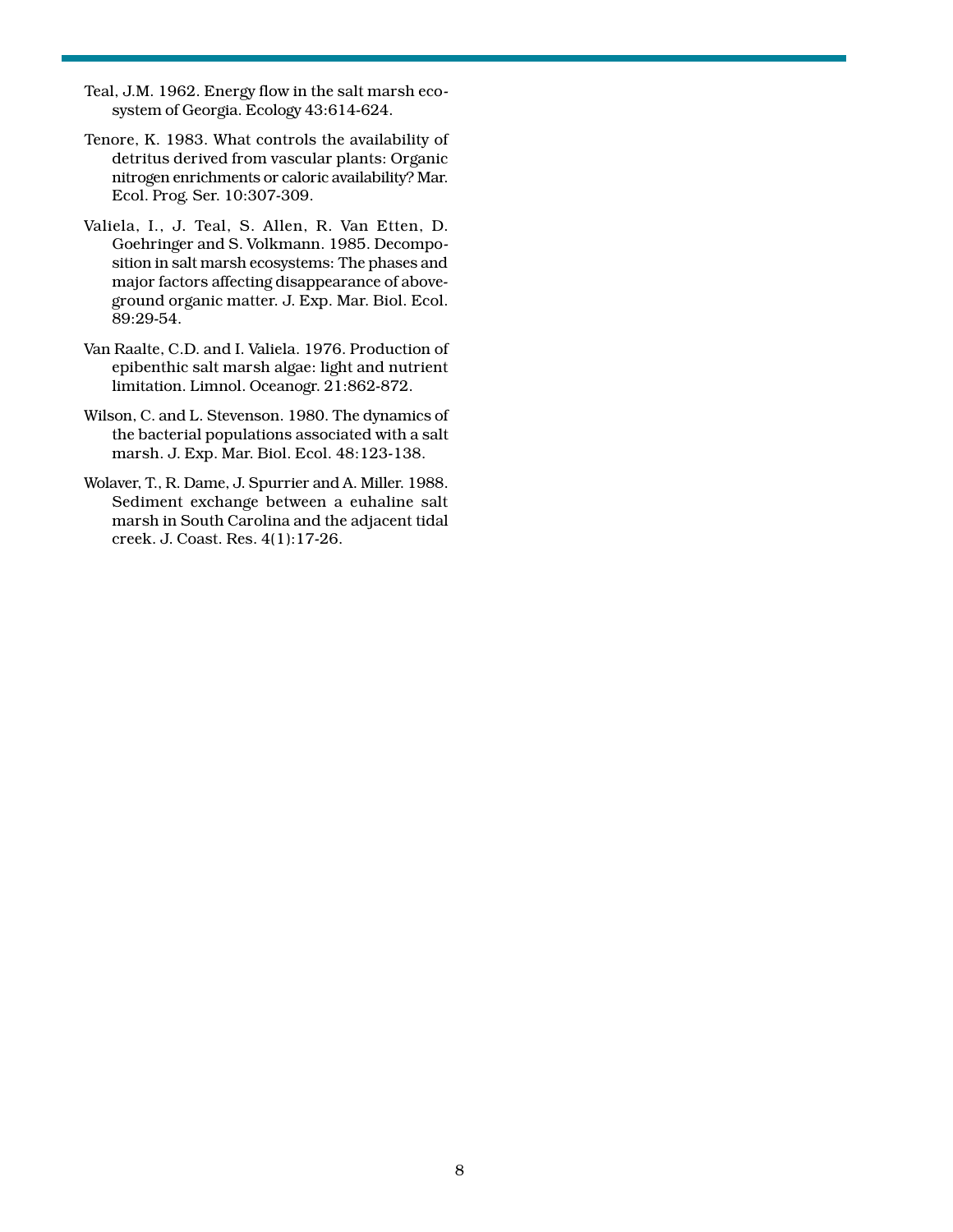Teal, J.M. 1962. Energy flow in the salt marsh ecosystem of Georgia. Ecology 43:614-624.

Tenore, K. 1983. What controls the availability of detritus derived from vascular plants: Organic nitrogen enrichments or caloric availability? Mar. Ecol. Prog. Ser. 10:307-309.

Valiela, I., J. Teal, S. Allen, R. Van Etten, D. Goehringer and S. Volkmann. 1985. Decomposition in salt marsh ecosystems: The phases and major factors affecting disappearance of aboveground organic matter. J. Exp. Mar. Biol. Ecol. 89:29-54.

Van Raalte, C.D. and I. Valiela. 1976. Production of epibenthic salt marsh algae: light and nutrient limitation. Limnol. Oceanogr. 21:862-872.

Wilson, C. and L. Stevenson. 1980. The dynamics of the bacterial populations associated with a salt marsh. J. Exp. Mar. Biol. Ecol. 48:123-138.

Wolaver, T., R. Dame, J. Spurrier and A. Miller. 1988. Sediment exchange between a euhaline salt marsh in South Carolina and the adjacent tidal creek. J. Coast. Res. 4(1):17-26.